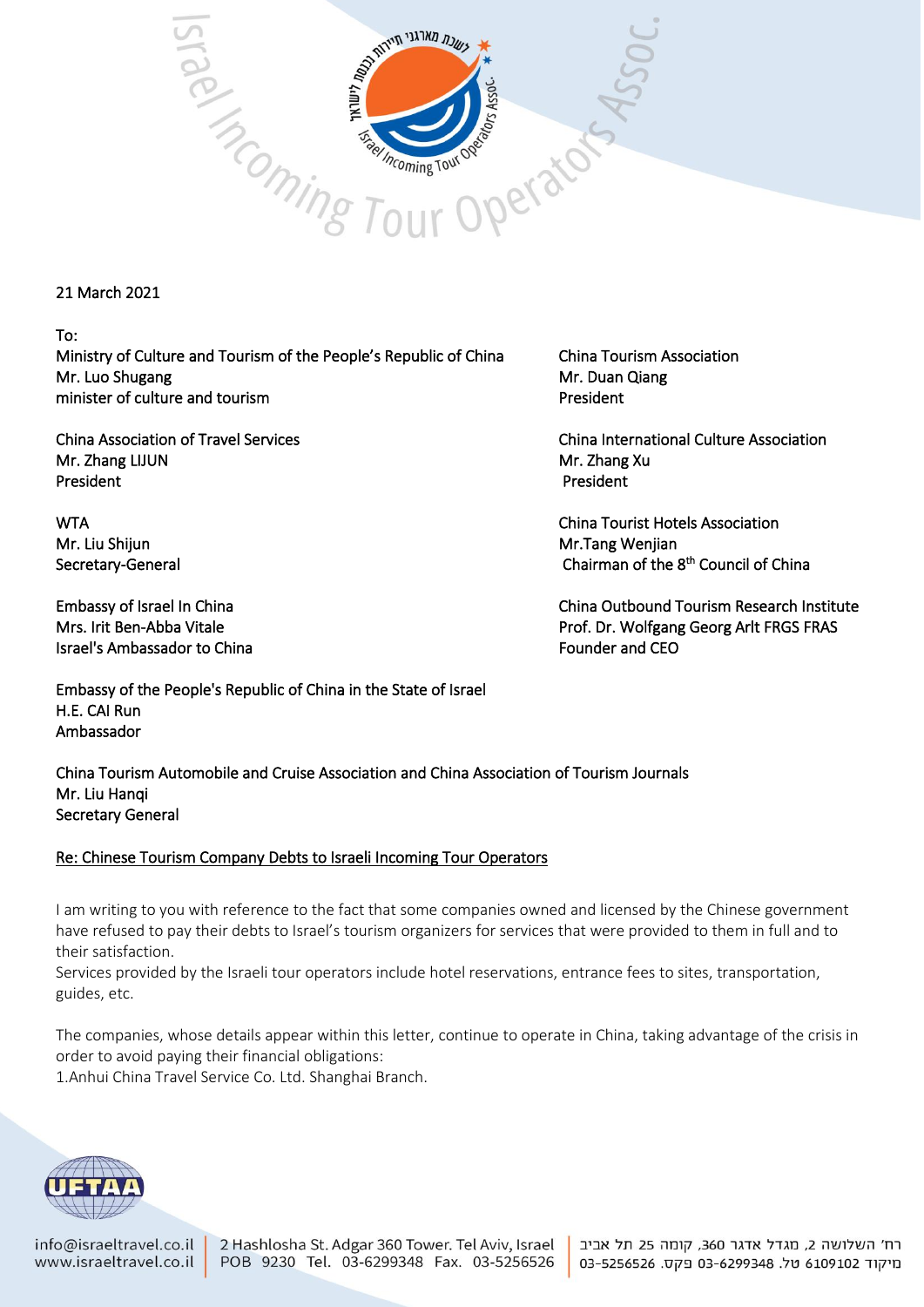21 March 2021

To:

Ministry of Culture and Tourism of the People's Republic of China
Mr. Luo Shugang
minister of culture and tourism

China Tourism Association
Mr. Duan Qiang
President

China Association of Travel Services
Mr. Zhang LIJUN
President

China International Culture Association
Mr. Zhang Xu
President

WTA
Mr. Liu Shijun
Secretary-General

China Tourist Hotels Association
Mr.Tang Wenjian
Chairman of the 8th Council of China

Embassy of Israel In China
Mrs. Irit Ben-Abba Vitale
Israel's Ambassador to China

China Outbound Tourism Research Institute
Prof. Dr. Wolfgang Georg Arlt FRGS FRAS
Founder and CEO

Embassy of the People's Republic of China in the State of Israel
H.E. CAI Run
Ambassador

China Tourism Automobile and Cruise Association and China Association of Tourism Journals
Mr. Liu Hanqi
Secretary General

Re: Chinese Tourism Company Debts to Israeli Incoming Tour Operators

I am writing to you with reference to the fact that some companies owned and licensed by the Chinese government have refused to pay their debts to Israel's tourism organizers for services that were provided to them in full and to their satisfaction.
Services provided by the Israeli tour operators include hotel reservations, entrance fees to sites, transportation, guides, etc.

The companies, whose details appear within this letter, continue to operate in China, taking advantage of the crisis in order to avoid paying their financial obligations:
1.Anhui China Travel Service Co. Ltd. Shanghai Branch.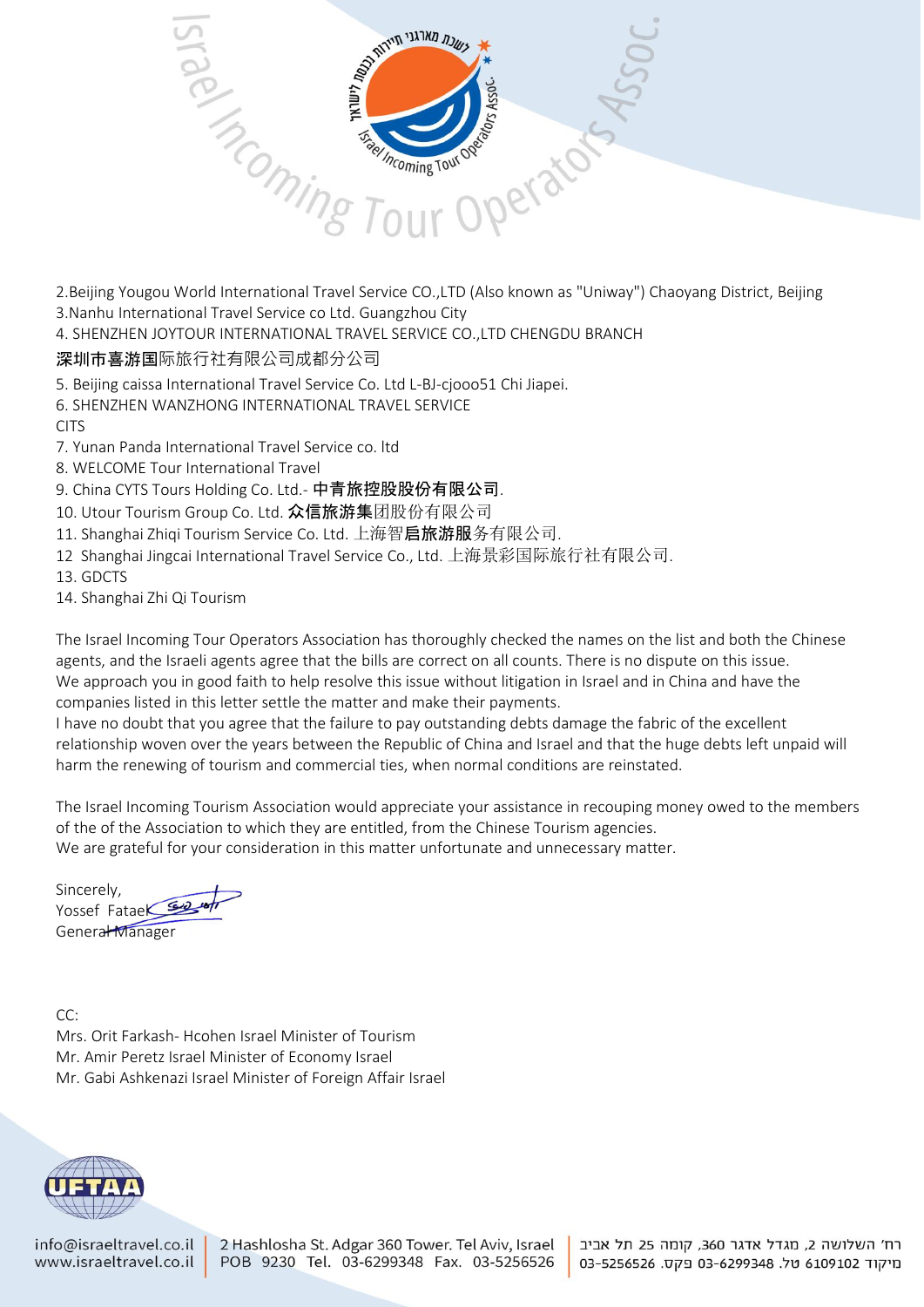2.Beijing Yougou World International Travel Service CO.,LTD (Also known as "Uniway") Chaoyang District, Beijing

3.Nanhu International Travel Service co Ltd. Guangzhou City

4. SHENZHEN JOYTOUR INTERNATIONAL TRAVEL SERVICE CO.,LTD CHENGDU BRANCH

深圳市喜游国际旅行社有限公司成都分公司

5. Beijing caissa International Travel Service Co. Ltd L-BJ-cjooo51 Chi Jiapei.

6. SHENZHEN WANZHONG INTERNATIONAL TRAVEL SERVICE

CITS

7. Yunan Panda International Travel Service co. ltd

8. WELCOME Tour International Travel

9. China CYTS Tours Holding Co. Ltd.- **中青旅控股股份有限公司**.

10. Utour Tourism Group Co. Ltd. **众信旅游集**团股份有限公司

11. Shanghai Zhiqi Tourism Service Co. Ltd. 上海智**启旅游服**务有限公司.

12 Shanghai Jingcai International Travel Service Co., Ltd. 上海景彩国际旅行社有限公司.

13. GDCTS

14. Shanghai Zhi Qi Tourism

The Israel Incoming Tour Operators Association has thoroughly checked the names on the list and both the Chinese agents, and the Israeli agents agree that the bills are correct on all counts. There is no dispute on this issue.
We approach you in good faith to help resolve this issue without litigation in Israel and in China and have the companies listed in this letter settle the matter and make their payments.
I have no doubt that you agree that the failure to pay outstanding debts damage the fabric of the excellent relationship woven over the years between the Republic of China and Israel and that the huge debts left unpaid will harm the renewing of tourism and commercial ties, when normal conditions are reinstated.

The Israel Incoming Tourism Association would appreciate your assistance in recouping money owed to the members of the of the Association to which they are entitled, from the Chinese Tourism agencies.
We are grateful for your consideration in this matter unfortunate and unnecessary matter.

Sincerely,
Yossef Fatael
General Manager

CC:
Mrs. Orit Farkash- Hcohen Israel Minister of Tourism
Mr. Amir Peretz Israel Minister of Economy Israel
Mr. Gabi Ashkenazi Israel Minister of Foreign Affair Israel

info@israeltravel.co.il
www.israeltravel.co.il

2 Hashlosha St. Adgar 360 Tower. Tel Aviv, Israel
POB 9230 Tel. 03-6299348 Fax. 03-5256526

רח' השלושה 2, מגדל אדגר 360, קומה 25 תל אביב
מיקוד 6109102 טל. 03-6299348 פקס. 03-5256526